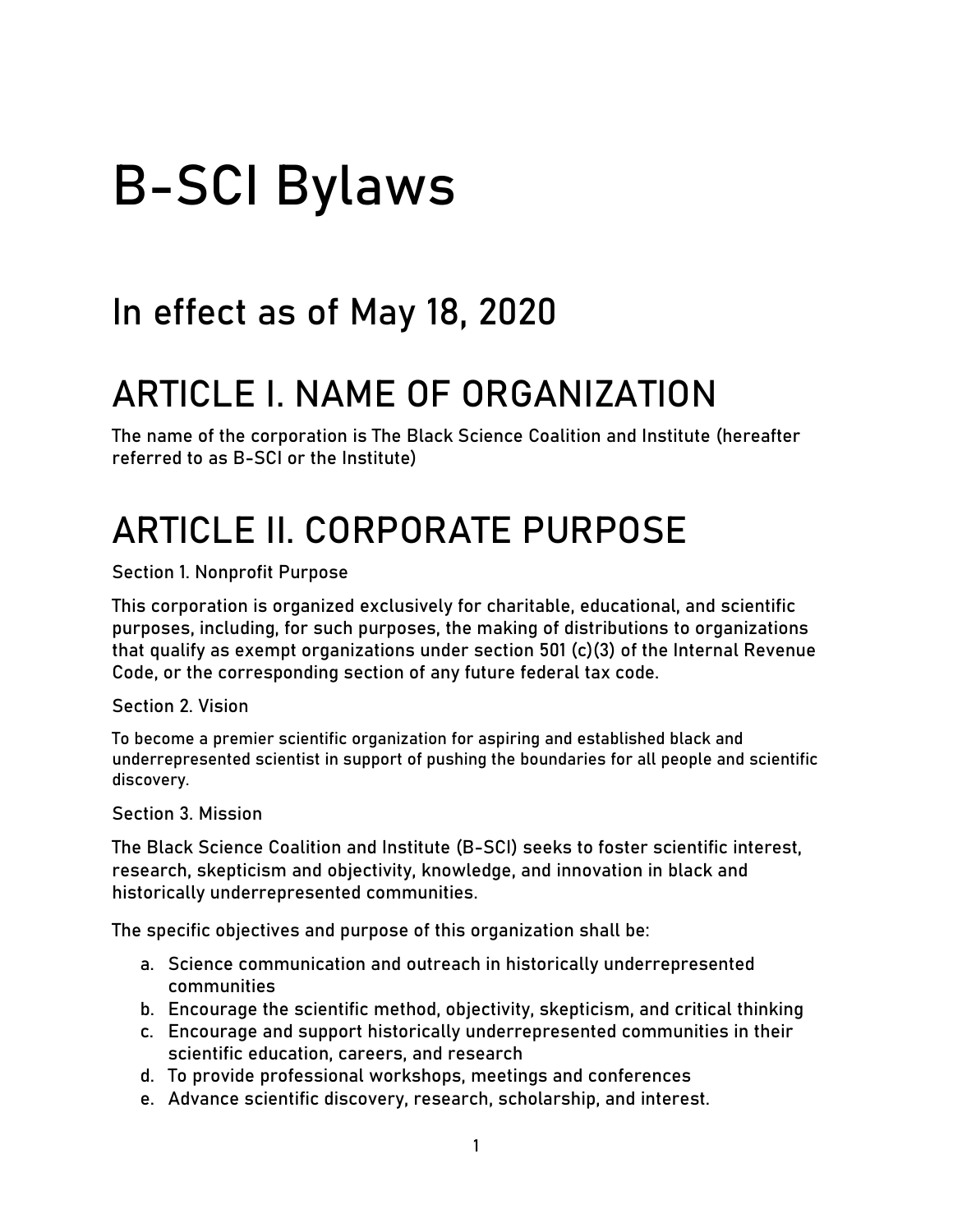# B-SCI Bylaws

## In effect as of May 18, 2020

# ARTICLE I. NAME OF ORGANIZATION

The name of the corporation is The Black Science Coalition and Institute (hereafter referred to as B-SCI or the Institute)

# ARTICLE II. CORPORATE PURPOSE

Section 1. Nonprofit Purpose

This corporation is organized exclusively for charitable, educational, and scientific purposes, including, for such purposes, the making of distributions to organizations that qualify as exempt organizations under section 501 (c)(3) of the Internal Revenue Code, or the corresponding section of any future federal tax code.

Section 2. Vision

To become a premier scientific organization for aspiring and established black and underrepresented scientist in support of pushing the boundaries for all people and scientific discovery.

Section 3. Mission

The Black Science Coalition and Institute (B-SCI) seeks to foster scientific interest, research, skepticism and objectivity, knowledge, and innovation in black and historically underrepresented communities.

The specific objectives and purpose of this organization shall be:

a. Science communication and outreach in historically underrepresented communities
b. Encourage the scientific method, objectivity, skepticism, and critical thinking
c. Encourage and support historically underrepresented communities in their scientific education, careers, and research
d. To provide professional workshops, meetings and conferences
e. Advance scientific discovery, research, scholarship, and interest.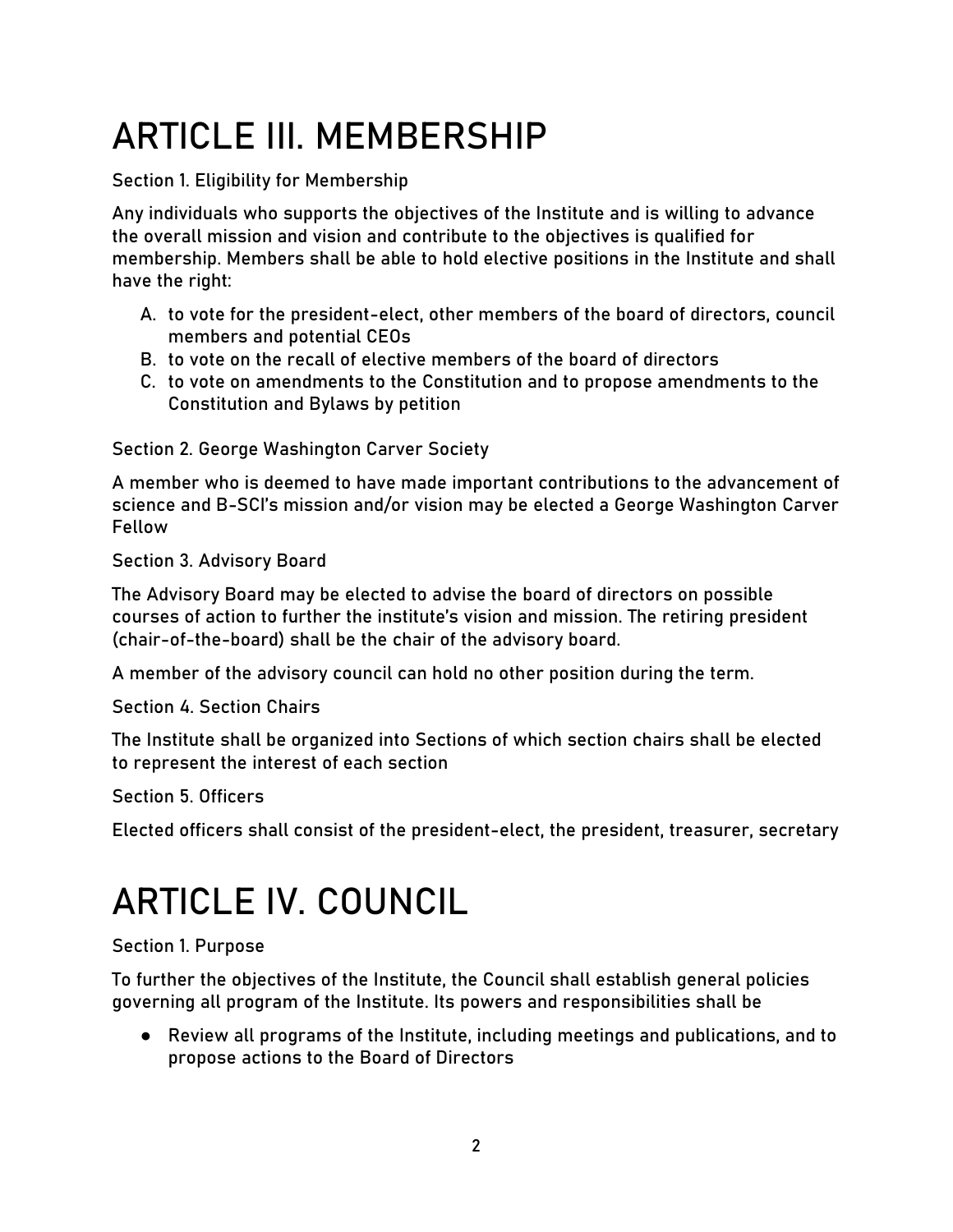# ARTICLE III. MEMBERSHIP

Section 1. Eligibility for Membership

Any individuals who supports the objectives of the Institute and is willing to advance the overall mission and vision and contribute to the objectives is qualified for membership. Members shall be able to hold elective positions in the Institute and shall have the right:

A. to vote for the president-elect, other members of the board of directors, council members and potential CEOs
B. to vote on the recall of elective members of the board of directors
C. to vote on amendments to the Constitution and to propose amendments to the Constitution and Bylaws by petition

Section 2. George Washington Carver Society

A member who is deemed to have made important contributions to the advancement of science and B-SCI's mission and/or vision may be elected a George Washington Carver Fellow

Section 3. Advisory Board

The Advisory Board may be elected to advise the board of directors on possible courses of action to further the institute's vision and mission. The retiring president (chair-of-the-board) shall be the chair of the advisory board.

A member of the advisory council can hold no other position during the term.

Section 4. Section Chairs

The Institute shall be organized into Sections of which section chairs shall be elected to represent the interest of each section

Section 5. Officers

Elected officers shall consist of the president-elect, the president, treasurer, secretary

# ARTICLE IV. COUNCIL

Section 1. Purpose

To further the objectives of the Institute, the Council shall establish general policies governing all program of the Institute. Its powers and responsibilities shall be

- Review all programs of the Institute, including meetings and publications, and to propose actions to the Board of Directors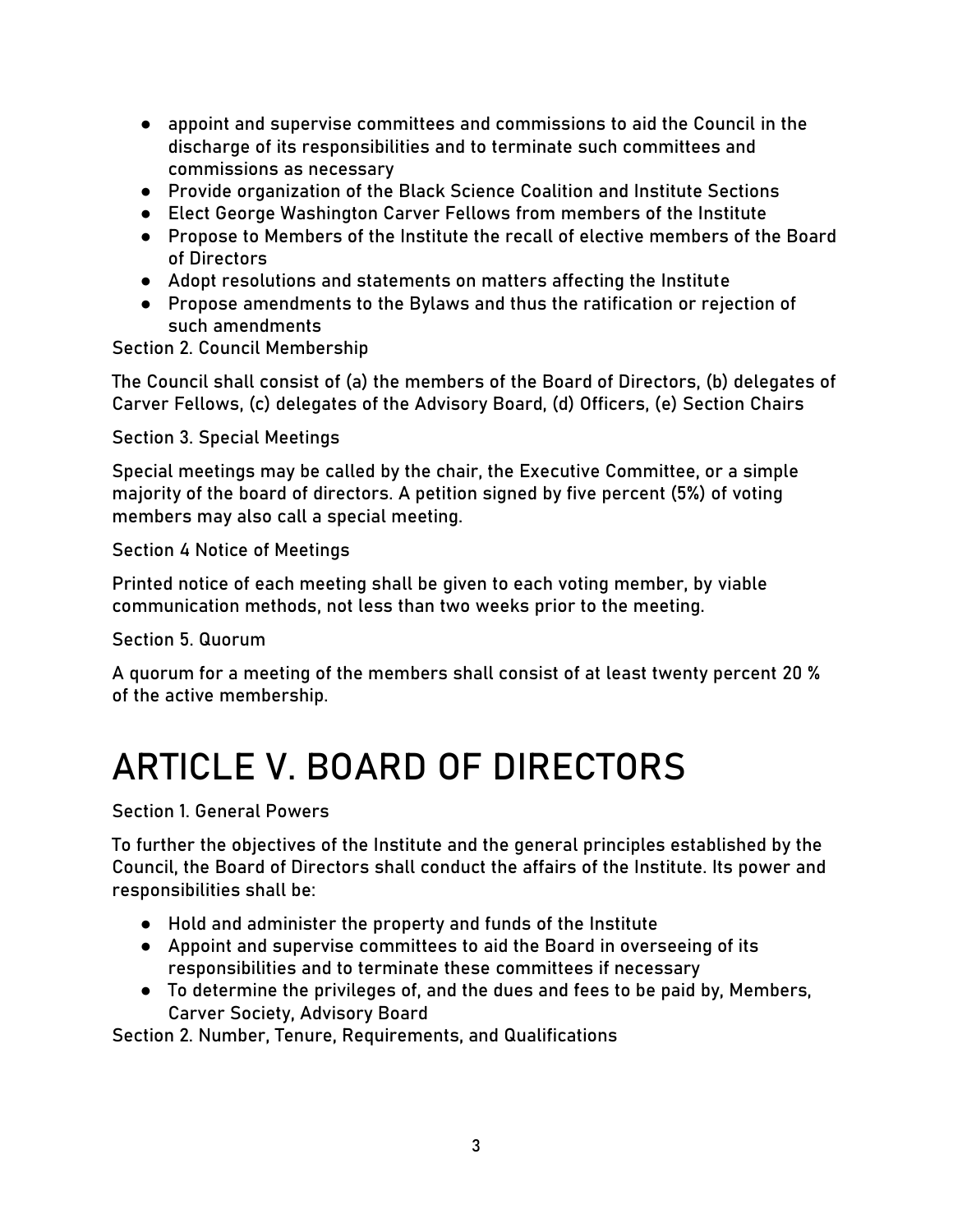- appoint and supervise committees and commissions to aid the Council in the discharge of its responsibilities and to terminate such committees and commissions as necessary
- Provide organization of the Black Science Coalition and Institute Sections
- Elect George Washington Carver Fellows from members of the Institute
- Propose to Members of the Institute the recall of elective members of the Board of Directors
- Adopt resolutions and statements on matters affecting the Institute
- Propose amendments to the Bylaws and thus the ratification or rejection of such amendments

Section 2. Council Membership

The Council shall consist of (a) the members of the Board of Directors, (b) delegates of Carver Fellows, (c) delegates of the Advisory Board, (d) Officers, (e) Section Chairs

Section 3. Special Meetings

Special meetings may be called by the chair, the Executive Committee, or a simple majority of the board of directors. A petition signed by five percent (5%) of voting members may also call a special meeting.

Section 4 Notice of Meetings

Printed notice of each meeting shall be given to each voting member, by viable communication methods, not less than two weeks prior to the meeting.

Section 5. Quorum

A quorum for a meeting of the members shall consist of at least twenty percent 20 % of the active membership.

# ARTICLE V. BOARD OF DIRECTORS

Section 1. General Powers

To further the objectives of the Institute and the general principles established by the Council, the Board of Directors shall conduct the affairs of the Institute. Its power and responsibilities shall be:

- Hold and administer the property and funds of the Institute
- Appoint and supervise committees to aid the Board in overseeing of its responsibilities and to terminate these committees if necessary
- To determine the privileges of, and the dues and fees to be paid by, Members, Carver Society, Advisory Board

Section 2. Number, Tenure, Requirements, and Qualifications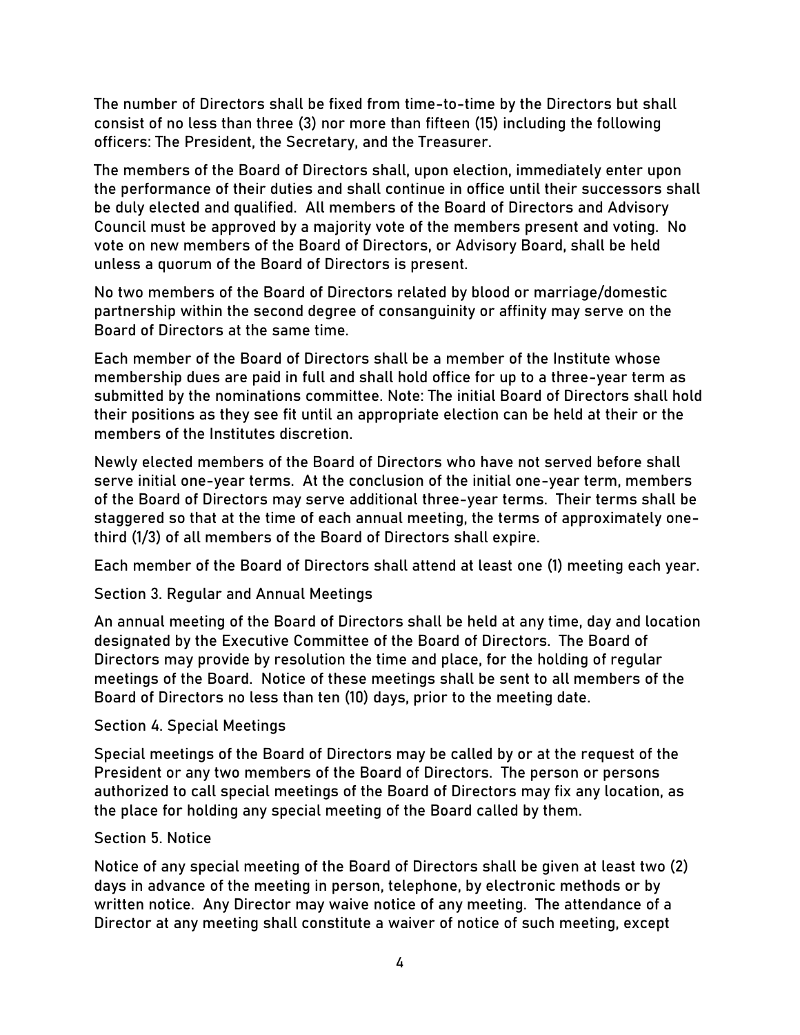The number of Directors shall be fixed from time-to-time by the Directors but shall consist of no less than three (3) nor more than fifteen (15) including the following officers: The President, the Secretary, and the Treasurer.

The members of the Board of Directors shall, upon election, immediately enter upon the performance of their duties and shall continue in office until their successors shall be duly elected and qualified. All members of the Board of Directors and Advisory Council must be approved by a majority vote of the members present and voting. No vote on new members of the Board of Directors, or Advisory Board, shall be held unless a quorum of the Board of Directors is present.

No two members of the Board of Directors related by blood or marriage/domestic partnership within the second degree of consanguinity or affinity may serve on the Board of Directors at the same time.

Each member of the Board of Directors shall be a member of the Institute whose membership dues are paid in full and shall hold office for up to a three-year term as submitted by the nominations committee. Note: The initial Board of Directors shall hold their positions as they see fit until an appropriate election can be held at their or the members of the Institutes discretion.

Newly elected members of the Board of Directors who have not served before shall serve initial one-year terms. At the conclusion of the initial one-year term, members of the Board of Directors may serve additional three-year terms. Their terms shall be staggered so that at the time of each annual meeting, the terms of approximately one-third (1/3) of all members of the Board of Directors shall expire.

Each member of the Board of Directors shall attend at least one (1) meeting each year.

## Section 3. Regular and Annual Meetings

An annual meeting of the Board of Directors shall be held at any time, day and location designated by the Executive Committee of the Board of Directors. The Board of Directors may provide by resolution the time and place, for the holding of regular meetings of the Board. Notice of these meetings shall be sent to all members of the Board of Directors no less than ten (10) days, prior to the meeting date.

## Section 4. Special Meetings

Special meetings of the Board of Directors may be called by or at the request of the President or any two members of the Board of Directors. The person or persons authorized to call special meetings of the Board of Directors may fix any location, as the place for holding any special meeting of the Board called by them.

## Section 5. Notice

Notice of any special meeting of the Board of Directors shall be given at least two (2) days in advance of the meeting in person, telephone, by electronic methods or by written notice. Any Director may waive notice of any meeting. The attendance of a Director at any meeting shall constitute a waiver of notice of such meeting, except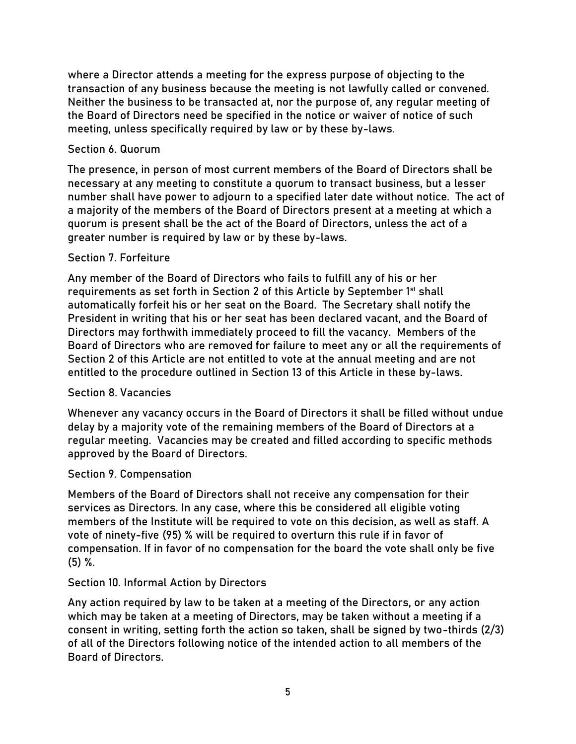where a Director attends a meeting for the express purpose of objecting to the transaction of any business because the meeting is not lawfully called or convened. Neither the business to be transacted at, nor the purpose of, any regular meeting of the Board of Directors need be specified in the notice or waiver of notice of such meeting, unless specifically required by law or by these by-laws.

### Section 6. Quorum

The presence, in person of most current members of the Board of Directors shall be necessary at any meeting to constitute a quorum to transact business, but a lesser number shall have power to adjourn to a specified later date without notice. The act of a majority of the members of the Board of Directors present at a meeting at which a quorum is present shall be the act of the Board of Directors, unless the act of a greater number is required by law or by these by-laws.

### Section 7. Forfeiture

Any member of the Board of Directors who fails to fulfill any of his or her requirements as set forth in Section 2 of this Article by September 1st shall automatically forfeit his or her seat on the Board. The Secretary shall notify the President in writing that his or her seat has been declared vacant, and the Board of Directors may forthwith immediately proceed to fill the vacancy. Members of the Board of Directors who are removed for failure to meet any or all the requirements of Section 2 of this Article are not entitled to vote at the annual meeting and are not entitled to the procedure outlined in Section 13 of this Article in these by-laws.

### Section 8. Vacancies

Whenever any vacancy occurs in the Board of Directors it shall be filled without undue delay by a majority vote of the remaining members of the Board of Directors at a regular meeting. Vacancies may be created and filled according to specific methods approved by the Board of Directors.

### Section 9. Compensation

Members of the Board of Directors shall not receive any compensation for their services as Directors. In any case, where this be considered all eligible voting members of the Institute will be required to vote on this decision, as well as staff. A vote of ninety-five (95) % will be required to overturn this rule if in favor of compensation. If in favor of no compensation for the board the vote shall only be five (5) %.

### Section 10. Informal Action by Directors

Any action required by law to be taken at a meeting of the Directors, or any action which may be taken at a meeting of Directors, may be taken without a meeting if a consent in writing, setting forth the action so taken, shall be signed by two-thirds (2/3) of all of the Directors following notice of the intended action to all members of the Board of Directors.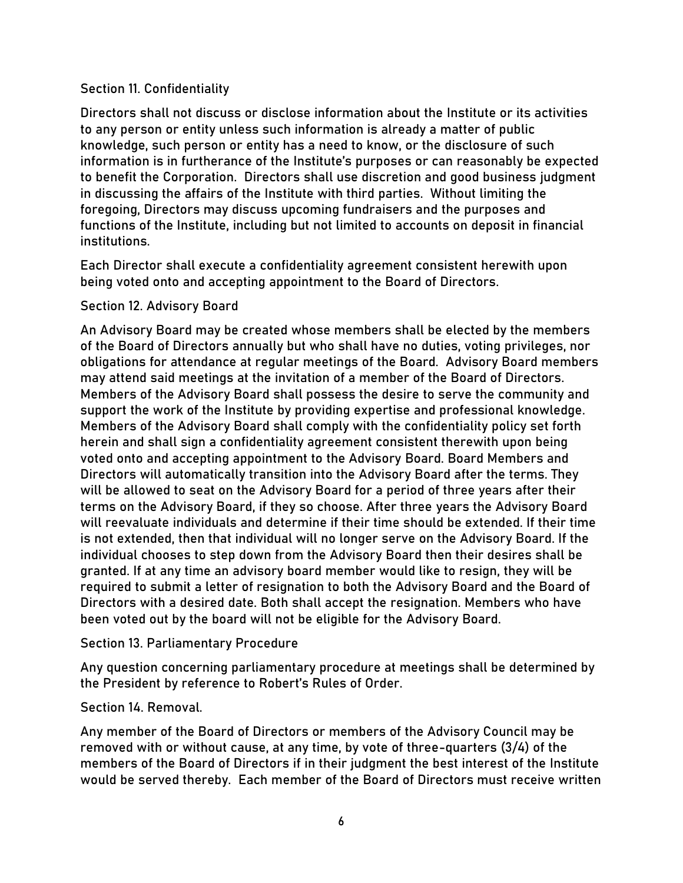### Section 11. Confidentiality

Directors shall not discuss or disclose information about the Institute or its activities to any person or entity unless such information is already a matter of public knowledge, such person or entity has a need to know, or the disclosure of such information is in furtherance of the Institute's purposes or can reasonably be expected to benefit the Corporation. Directors shall use discretion and good business judgment in discussing the affairs of the Institute with third parties. Without limiting the foregoing, Directors may discuss upcoming fundraisers and the purposes and functions of the Institute, including but not limited to accounts on deposit in financial institutions.

Each Director shall execute a confidentiality agreement consistent herewith upon being voted onto and accepting appointment to the Board of Directors.

### Section 12. Advisory Board

An Advisory Board may be created whose members shall be elected by the members of the Board of Directors annually but who shall have no duties, voting privileges, nor obligations for attendance at regular meetings of the Board. Advisory Board members may attend said meetings at the invitation of a member of the Board of Directors. Members of the Advisory Board shall possess the desire to serve the community and support the work of the Institute by providing expertise and professional knowledge. Members of the Advisory Board shall comply with the confidentiality policy set forth herein and shall sign a confidentiality agreement consistent therewith upon being voted onto and accepting appointment to the Advisory Board. Board Members and Directors will automatically transition into the Advisory Board after the terms. They will be allowed to seat on the Advisory Board for a period of three years after their terms on the Advisory Board, if they so choose. After three years the Advisory Board will reevaluate individuals and determine if their time should be extended. If their time is not extended, then that individual will no longer serve on the Advisory Board. If the individual chooses to step down from the Advisory Board then their desires shall be granted. If at any time an advisory board member would like to resign, they will be required to submit a letter of resignation to both the Advisory Board and the Board of Directors with a desired date. Both shall accept the resignation. Members who have been voted out by the board will not be eligible for the Advisory Board.

### Section 13. Parliamentary Procedure

Any question concerning parliamentary procedure at meetings shall be determined by the President by reference to Robert's Rules of Order.

### Section 14. Removal.

Any member of the Board of Directors or members of the Advisory Council may be removed with or without cause, at any time, by vote of three-quarters (3/4) of the members of the Board of Directors if in their judgment the best interest of the Institute would be served thereby. Each member of the Board of Directors must receive written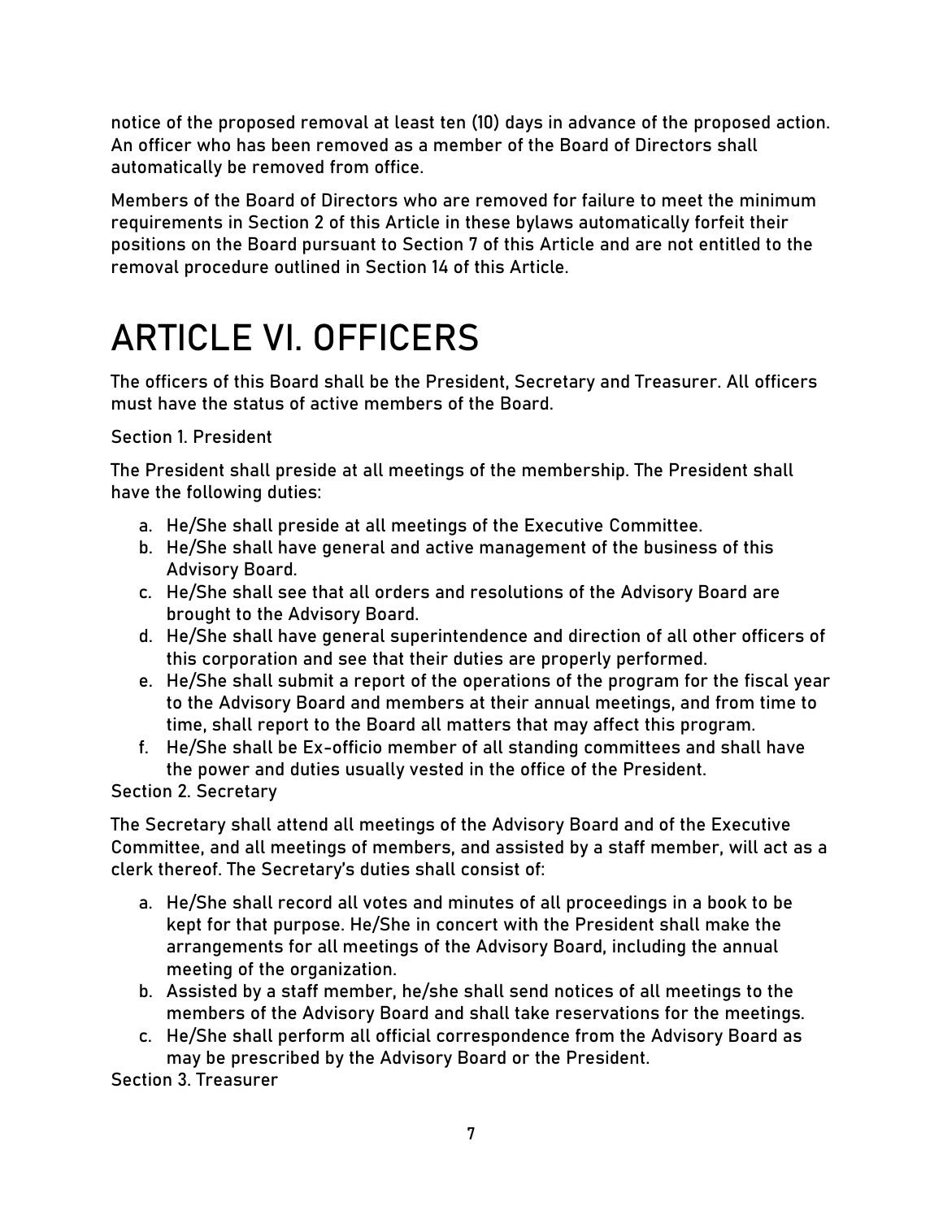notice of the proposed removal at least ten (10) days in advance of the proposed action. An officer who has been removed as a member of the Board of Directors shall automatically be removed from office.

Members of the Board of Directors who are removed for failure to meet the minimum requirements in Section 2 of this Article in these bylaws automatically forfeit their positions on the Board pursuant to Section 7 of this Article and are not entitled to the removal procedure outlined in Section 14 of this Article.

# ARTICLE VI. OFFICERS

The officers of this Board shall be the President, Secretary and Treasurer. All officers must have the status of active members of the Board.

Section 1. President

The President shall preside at all meetings of the membership. The President shall have the following duties:

a. He/She shall preside at all meetings of the Executive Committee.
b. He/She shall have general and active management of the business of this Advisory Board.
c. He/She shall see that all orders and resolutions of the Advisory Board are brought to the Advisory Board.
d. He/She shall have general superintendence and direction of all other officers of this corporation and see that their duties are properly performed.
e. He/She shall submit a report of the operations of the program for the fiscal year to the Advisory Board and members at their annual meetings, and from time to time, shall report to the Board all matters that may affect this program.
f. He/She shall be Ex-officio member of all standing committees and shall have the power and duties usually vested in the office of the President.

Section 2. Secretary

The Secretary shall attend all meetings of the Advisory Board and of the Executive Committee, and all meetings of members, and assisted by a staff member, will act as a clerk thereof. The Secretary's duties shall consist of:

a. He/She shall record all votes and minutes of all proceedings in a book to be kept for that purpose. He/She in concert with the President shall make the arrangements for all meetings of the Advisory Board, including the annual meeting of the organization.
b. Assisted by a staff member, he/she shall send notices of all meetings to the members of the Advisory Board and shall take reservations for the meetings.
c. He/She shall perform all official correspondence from the Advisory Board as may be prescribed by the Advisory Board or the President.

Section 3. Treasurer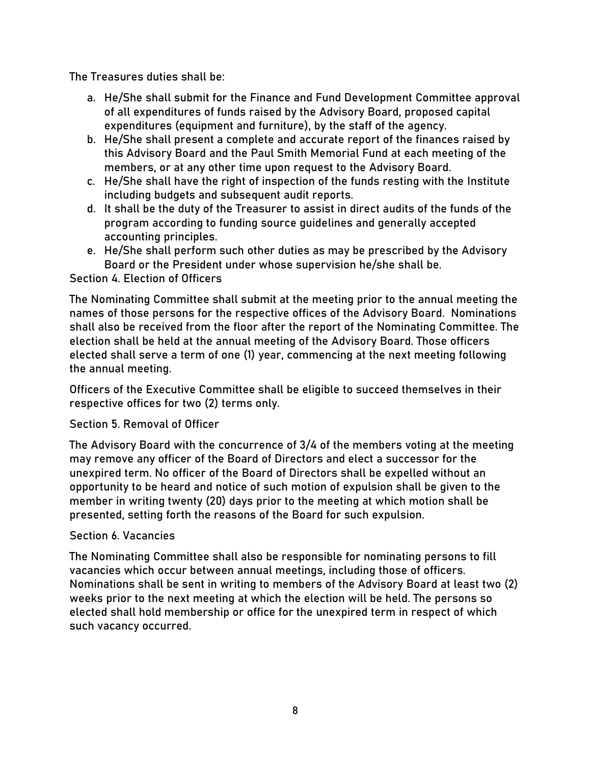The Treasures duties shall be:

a. He/She shall submit for the Finance and Fund Development Committee approval of all expenditures of funds raised by the Advisory Board, proposed capital expenditures (equipment and furniture), by the staff of the agency.
b. He/She shall present a complete and accurate report of the finances raised by this Advisory Board and the Paul Smith Memorial Fund at each meeting of the members, or at any other time upon request to the Advisory Board.
c. He/She shall have the right of inspection of the funds resting with the Institute including budgets and subsequent audit reports.
d. It shall be the duty of the Treasurer to assist in direct audits of the funds of the program according to funding source guidelines and generally accepted accounting principles.
e. He/She shall perform such other duties as may be prescribed by the Advisory Board or the President under whose supervision he/she shall be.

Section 4. Election of Officers

The Nominating Committee shall submit at the meeting prior to the annual meeting the names of those persons for the respective offices of the Advisory Board. Nominations shall also be received from the floor after the report of the Nominating Committee. The election shall be held at the annual meeting of the Advisory Board. Those officers elected shall serve a term of one (1) year, commencing at the next meeting following the annual meeting.

Officers of the Executive Committee shall be eligible to succeed themselves in their respective offices for two (2) terms only.

Section 5. Removal of Officer

The Advisory Board with the concurrence of 3/4 of the members voting at the meeting may remove any officer of the Board of Directors and elect a successor for the unexpired term. No officer of the Board of Directors shall be expelled without an opportunity to be heard and notice of such motion of expulsion shall be given to the member in writing twenty (20) days prior to the meeting at which motion shall be presented, setting forth the reasons of the Board for such expulsion.

Section 6. Vacancies

The Nominating Committee shall also be responsible for nominating persons to fill vacancies which occur between annual meetings, including those of officers. Nominations shall be sent in writing to members of the Advisory Board at least two (2) weeks prior to the next meeting at which the election will be held. The persons so elected shall hold membership or office for the unexpired term in respect of which such vacancy occurred.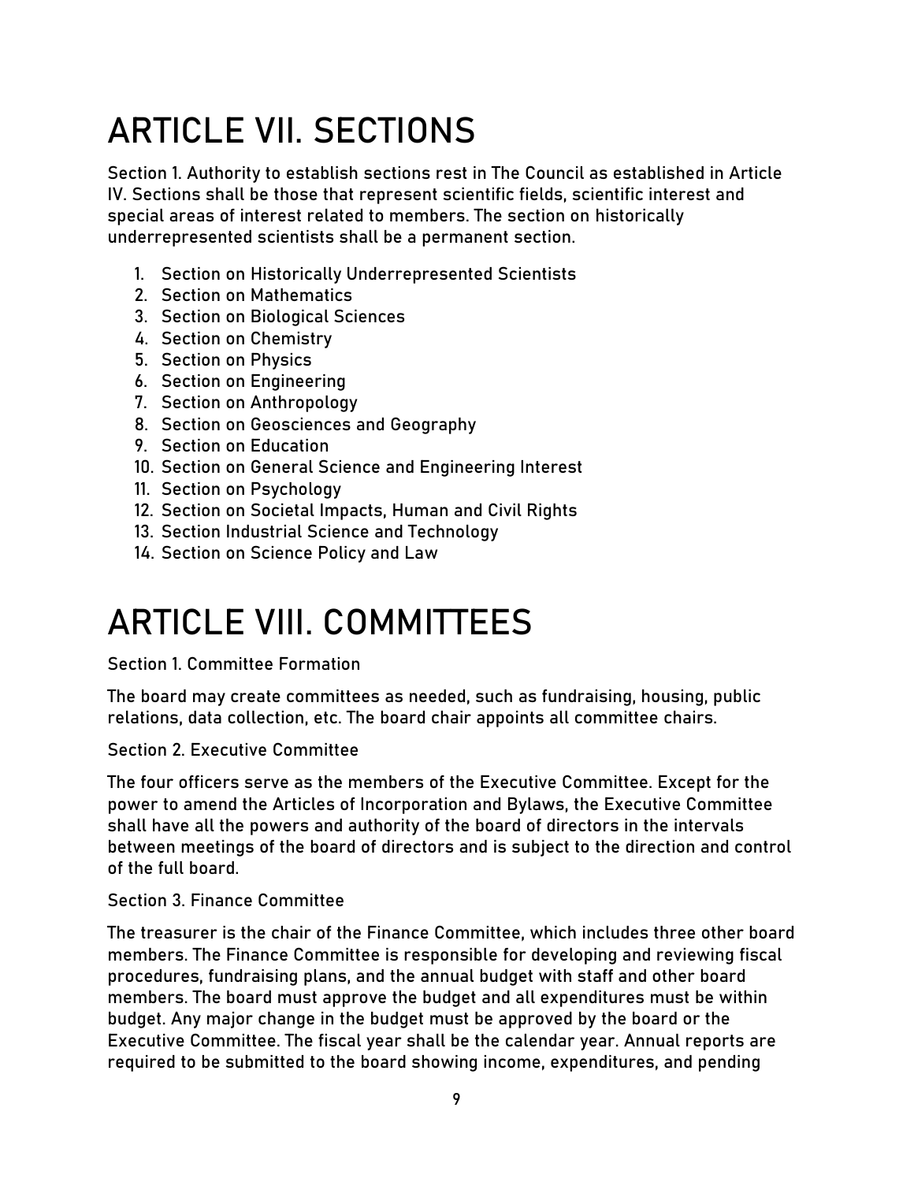# ARTICLE VII. SECTIONS

Section 1. Authority to establish sections rest in The Council as established in Article IV. Sections shall be those that represent scientific fields, scientific interest and special areas of interest related to members. The section on historically underrepresented scientists shall be a permanent section.

1. Section on Historically Underrepresented Scientists
2. Section on Mathematics
3. Section on Biological Sciences
4. Section on Chemistry
5. Section on Physics
6. Section on Engineering
7. Section on Anthropology
8. Section on Geosciences and Geography
9. Section on Education
10. Section on General Science and Engineering Interest
11. Section on Psychology
12. Section on Societal Impacts, Human and Civil Rights
13. Section Industrial Science and Technology
14. Section on Science Policy and Law

# ARTICLE VIII. COMMITTEES

Section 1. Committee Formation

The board may create committees as needed, such as fundraising, housing, public relations, data collection, etc. The board chair appoints all committee chairs.

Section 2. Executive Committee

The four officers serve as the members of the Executive Committee. Except for the power to amend the Articles of Incorporation and Bylaws, the Executive Committee shall have all the powers and authority of the board of directors in the intervals between meetings of the board of directors and is subject to the direction and control of the full board.

Section 3. Finance Committee

The treasurer is the chair of the Finance Committee, which includes three other board members. The Finance Committee is responsible for developing and reviewing fiscal procedures, fundraising plans, and the annual budget with staff and other board members. The board must approve the budget and all expenditures must be within budget. Any major change in the budget must be approved by the board or the Executive Committee. The fiscal year shall be the calendar year. Annual reports are required to be submitted to the board showing income, expenditures, and pending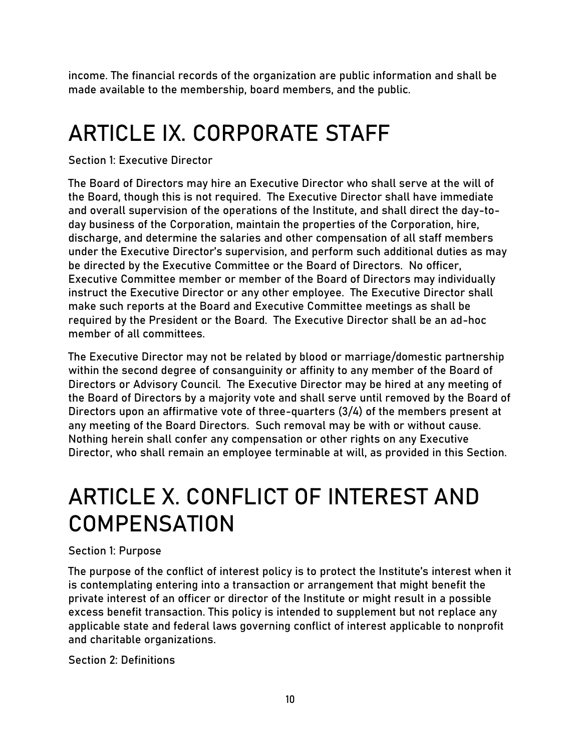income. The financial records of the organization are public information and shall be made available to the membership, board members, and the public.

# ARTICLE IX. CORPORATE STAFF

Section 1: Executive Director

The Board of Directors may hire an Executive Director who shall serve at the will of the Board, though this is not required. The Executive Director shall have immediate and overall supervision of the operations of the Institute, and shall direct the day-to-day business of the Corporation, maintain the properties of the Corporation, hire, discharge, and determine the salaries and other compensation of all staff members under the Executive Director's supervision, and perform such additional duties as may be directed by the Executive Committee or the Board of Directors. No officer, Executive Committee member or member of the Board of Directors may individually instruct the Executive Director or any other employee. The Executive Director shall make such reports at the Board and Executive Committee meetings as shall be required by the President or the Board. The Executive Director shall be an ad-hoc member of all committees.

The Executive Director may not be related by blood or marriage/domestic partnership within the second degree of consanguinity or affinity to any member of the Board of Directors or Advisory Council. The Executive Director may be hired at any meeting of the Board of Directors by a majority vote and shall serve until removed by the Board of Directors upon an affirmative vote of three-quarters (3/4) of the members present at any meeting of the Board Directors. Such removal may be with or without cause. Nothing herein shall confer any compensation or other rights on any Executive Director, who shall remain an employee terminable at will, as provided in this Section.

# ARTICLE X. CONFLICT OF INTEREST AND COMPENSATION

Section 1: Purpose

The purpose of the conflict of interest policy is to protect the Institute's interest when it is contemplating entering into a transaction or arrangement that might benefit the private interest of an officer or director of the Institute or might result in a possible excess benefit transaction. This policy is intended to supplement but not replace any applicable state and federal laws governing conflict of interest applicable to nonprofit and charitable organizations.

Section 2: Definitions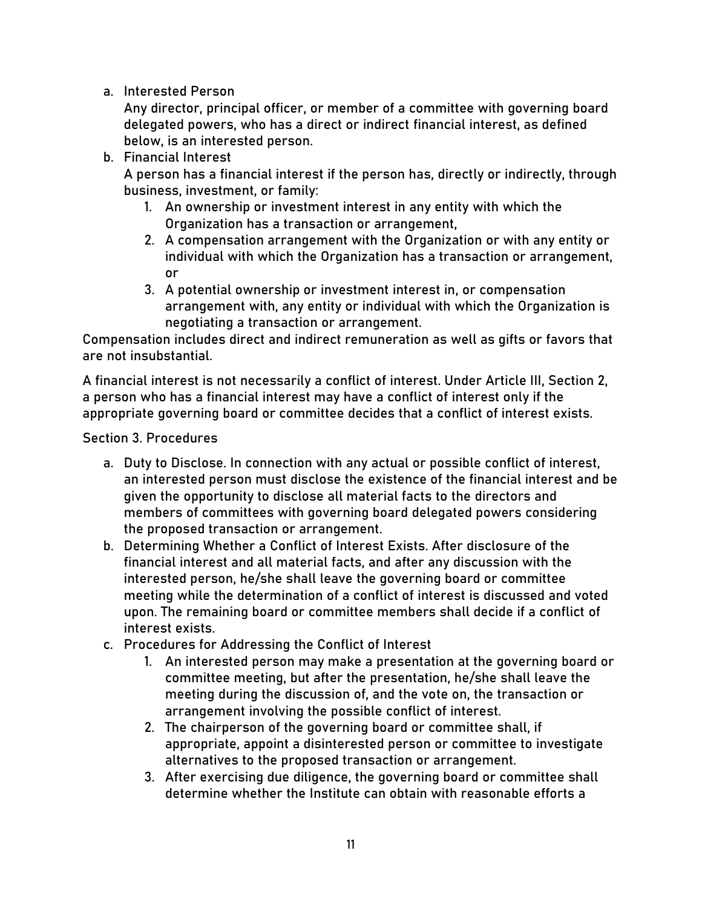a. Interested Person
   
   Any director, principal officer, or member of a committee with governing board delegated powers, who has a direct or indirect financial interest, as defined below, is an interested person.

b. Financial Interest
   
   A person has a financial interest if the person has, directly or indirectly, through business, investment, or family:
   
   1. An ownership or investment interest in any entity with which the Organization has a transaction or arrangement,
   2. A compensation arrangement with the Organization or with any entity or individual with which the Organization has a transaction or arrangement, or
   3. A potential ownership or investment interest in, or compensation arrangement with, any entity or individual with which the Organization is negotiating a transaction or arrangement.

Compensation includes direct and indirect remuneration as well as gifts or favors that are not insubstantial.

A financial interest is not necessarily a conflict of interest. Under Article III, Section 2, a person who has a financial interest may have a conflict of interest only if the appropriate governing board or committee decides that a conflict of interest exists.

Section 3. Procedures

a. Duty to Disclose. In connection with any actual or possible conflict of interest, an interested person must disclose the existence of the financial interest and be given the opportunity to disclose all material facts to the directors and members of committees with governing board delegated powers considering the proposed transaction or arrangement.
b. Determining Whether a Conflict of Interest Exists. After disclosure of the financial interest and all material facts, and after any discussion with the interested person, he/she shall leave the governing board or committee meeting while the determination of a conflict of interest is discussed and voted upon. The remaining board or committee members shall decide if a conflict of interest exists.
c. Procedures for Addressing the Conflict of Interest
   1. An interested person may make a presentation at the governing board or committee meeting, but after the presentation, he/she shall leave the meeting during the discussion of, and the vote on, the transaction or arrangement involving the possible conflict of interest.
   2. The chairperson of the governing board or committee shall, if appropriate, appoint a disinterested person or committee to investigate alternatives to the proposed transaction or arrangement.
   3. After exercising due diligence, the governing board or committee shall determine whether the Institute can obtain with reasonable efforts a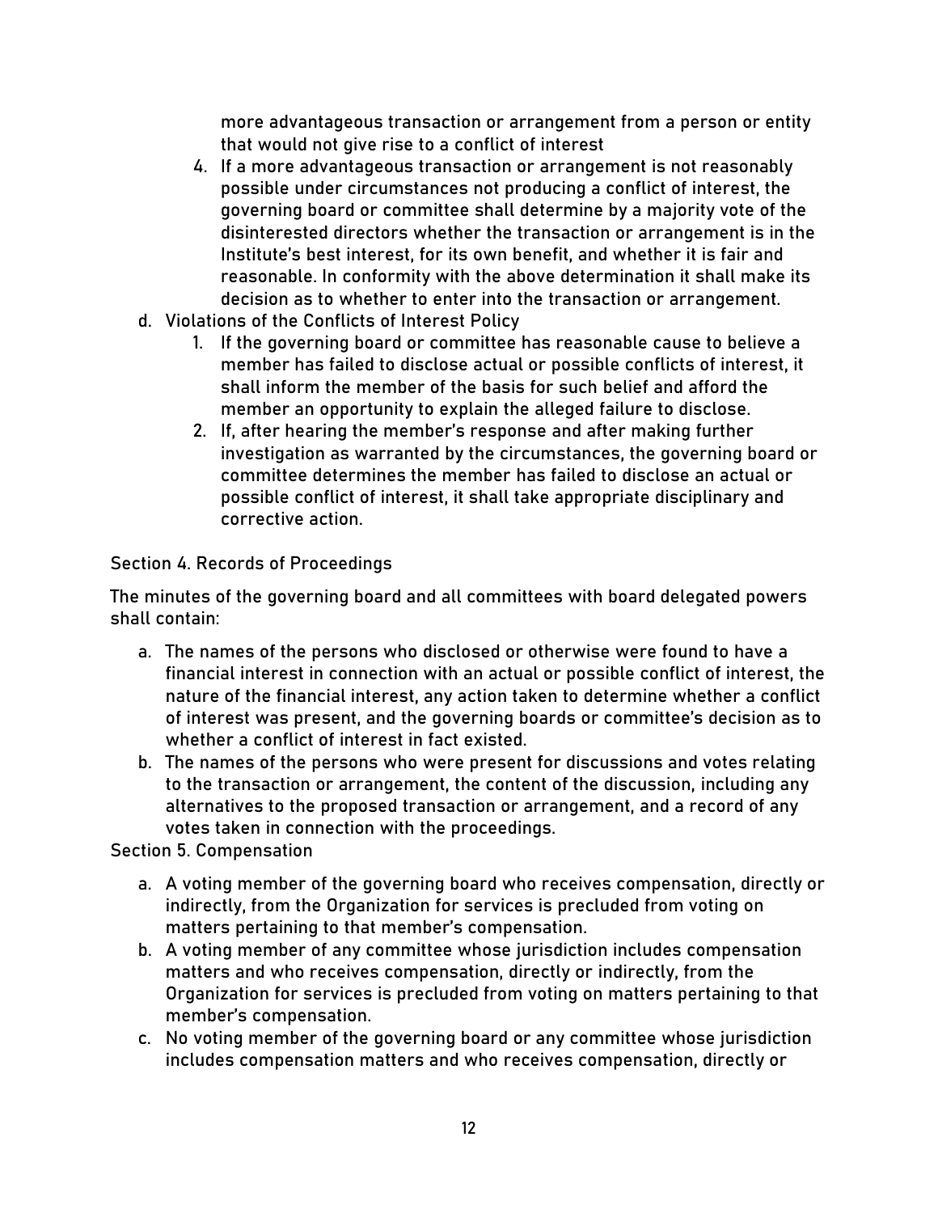more advantageous transaction or arrangement from a person or entity that would not give rise to a conflict of interest

4. If a more advantageous transaction or arrangement is not reasonably possible under circumstances not producing a conflict of interest, the governing board or committee shall determine by a majority vote of the disinterested directors whether the transaction or arrangement is in the Institute's best interest, for its own benefit, and whether it is fair and reasonable. In conformity with the above determination it shall make its decision as to whether to enter into the transaction or arrangement.

d. Violations of the Conflicts of Interest Policy
   1. If the governing board or committee has reasonable cause to believe a member has failed to disclose actual or possible conflicts of interest, it shall inform the member of the basis for such belief and afford the member an opportunity to explain the alleged failure to disclose.
   2. If, after hearing the member's response and after making further investigation as warranted by the circumstances, the governing board or committee determines the member has failed to disclose an actual or possible conflict of interest, it shall take appropriate disciplinary and corrective action.

Section 4. Records of Proceedings

The minutes of the governing board and all committees with board delegated powers shall contain:

a. The names of the persons who disclosed or otherwise were found to have a financial interest in connection with an actual or possible conflict of interest, the nature of the financial interest, any action taken to determine whether a conflict of interest was present, and the governing boards or committee's decision as to whether a conflict of interest in fact existed.
b. The names of the persons who were present for discussions and votes relating to the transaction or arrangement, the content of the discussion, including any alternatives to the proposed transaction or arrangement, and a record of any votes taken in connection with the proceedings.

Section 5. Compensation

a. A voting member of the governing board who receives compensation, directly or indirectly, from the Organization for services is precluded from voting on matters pertaining to that member's compensation.
b. A voting member of any committee whose jurisdiction includes compensation matters and who receives compensation, directly or indirectly, from the Organization for services is precluded from voting on matters pertaining to that member's compensation.
c. No voting member of the governing board or any committee whose jurisdiction includes compensation matters and who receives compensation, directly or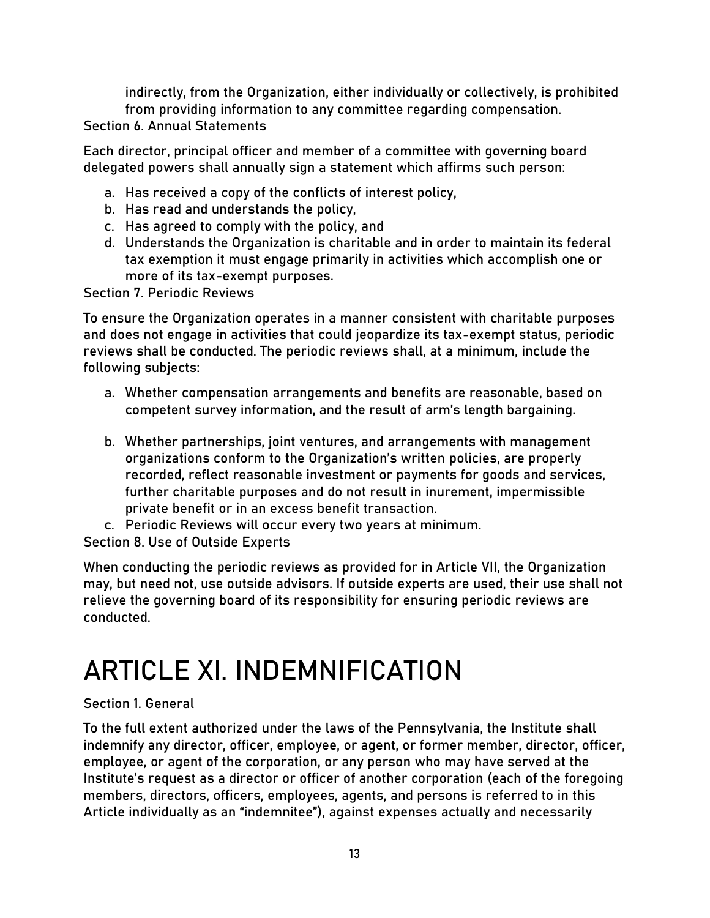indirectly, from the Organization, either individually or collectively, is prohibited from providing information to any committee regarding compensation.

Section 6. Annual Statements

Each director, principal officer and member of a committee with governing board delegated powers shall annually sign a statement which affirms such person:

a. Has received a copy of the conflicts of interest policy,
b. Has read and understands the policy,
c. Has agreed to comply with the policy, and
d. Understands the Organization is charitable and in order to maintain its federal tax exemption it must engage primarily in activities which accomplish one or more of its tax-exempt purposes.

Section 7. Periodic Reviews

To ensure the Organization operates in a manner consistent with charitable purposes and does not engage in activities that could jeopardize its tax-exempt status, periodic reviews shall be conducted. The periodic reviews shall, at a minimum, include the following subjects:

a. Whether compensation arrangements and benefits are reasonable, based on competent survey information, and the result of arm's length bargaining.

b. Whether partnerships, joint ventures, and arrangements with management organizations conform to the Organization's written policies, are properly recorded, reflect reasonable investment or payments for goods and services, further charitable purposes and do not result in inurement, impermissible private benefit or in an excess benefit transaction.

c. Periodic Reviews will occur every two years at minimum.

Section 8. Use of Outside Experts

When conducting the periodic reviews as provided for in Article VII, the Organization may, but need not, use outside advisors. If outside experts are used, their use shall not relieve the governing board of its responsibility for ensuring periodic reviews are conducted.

# ARTICLE XI. INDEMNIFICATION

Section 1. General

To the full extent authorized under the laws of the Pennsylvania, the Institute shall indemnify any director, officer, employee, or agent, or former member, director, officer, employee, or agent of the corporation, or any person who may have served at the Institute's request as a director or officer of another corporation (each of the foregoing members, directors, officers, employees, agents, and persons is referred to in this Article individually as an "indemnitee"), against expenses actually and necessarily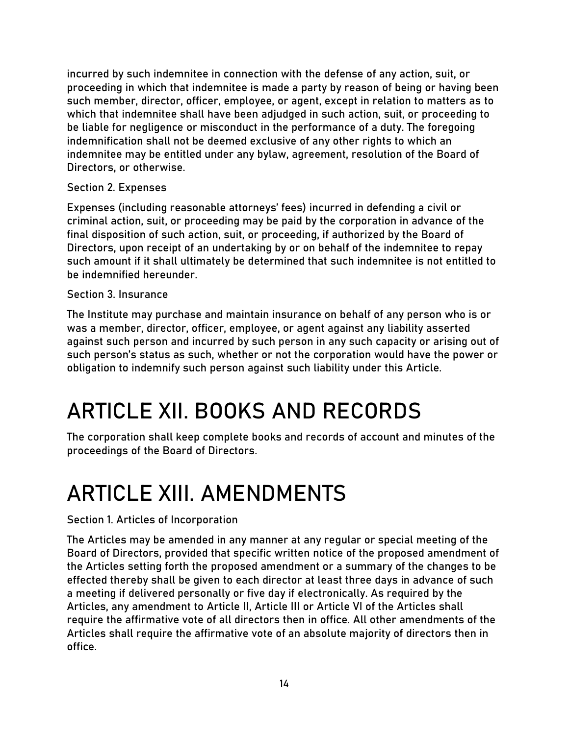incurred by such indemnitee in connection with the defense of any action, suit, or proceeding in which that indemnitee is made a party by reason of being or having been such member, director, officer, employee, or agent, except in relation to matters as to which that indemnitee shall have been adjudged in such action, suit, or proceeding to be liable for negligence or misconduct in the performance of a duty. The foregoing indemnification shall not be deemed exclusive of any other rights to which an indemnitee may be entitled under any bylaw, agreement, resolution of the Board of Directors, or otherwise.

Section 2. Expenses

Expenses (including reasonable attorneys' fees) incurred in defending a civil or criminal action, suit, or proceeding may be paid by the corporation in advance of the final disposition of such action, suit, or proceeding, if authorized by the Board of Directors, upon receipt of an undertaking by or on behalf of the indemnitee to repay such amount if it shall ultimately be determined that such indemnitee is not entitled to be indemnified hereunder.

Section 3. Insurance

The Institute may purchase and maintain insurance on behalf of any person who is or was a member, director, officer, employee, or agent against any liability asserted against such person and incurred by such person in any such capacity or arising out of such person's status as such, whether or not the corporation would have the power or obligation to indemnify such person against such liability under this Article.

# ARTICLE XII. BOOKS AND RECORDS

The corporation shall keep complete books and records of account and minutes of the proceedings of the Board of Directors.

# ARTICLE XIII. AMENDMENTS

Section 1. Articles of Incorporation

The Articles may be amended in any manner at any regular or special meeting of the Board of Directors, provided that specific written notice of the proposed amendment of the Articles setting forth the proposed amendment or a summary of the changes to be effected thereby shall be given to each director at least three days in advance of such a meeting if delivered personally or five day if electronically. As required by the Articles, any amendment to Article II, Article III or Article VI of the Articles shall require the affirmative vote of all directors then in office. All other amendments of the Articles shall require the affirmative vote of an absolute majority of directors then in office.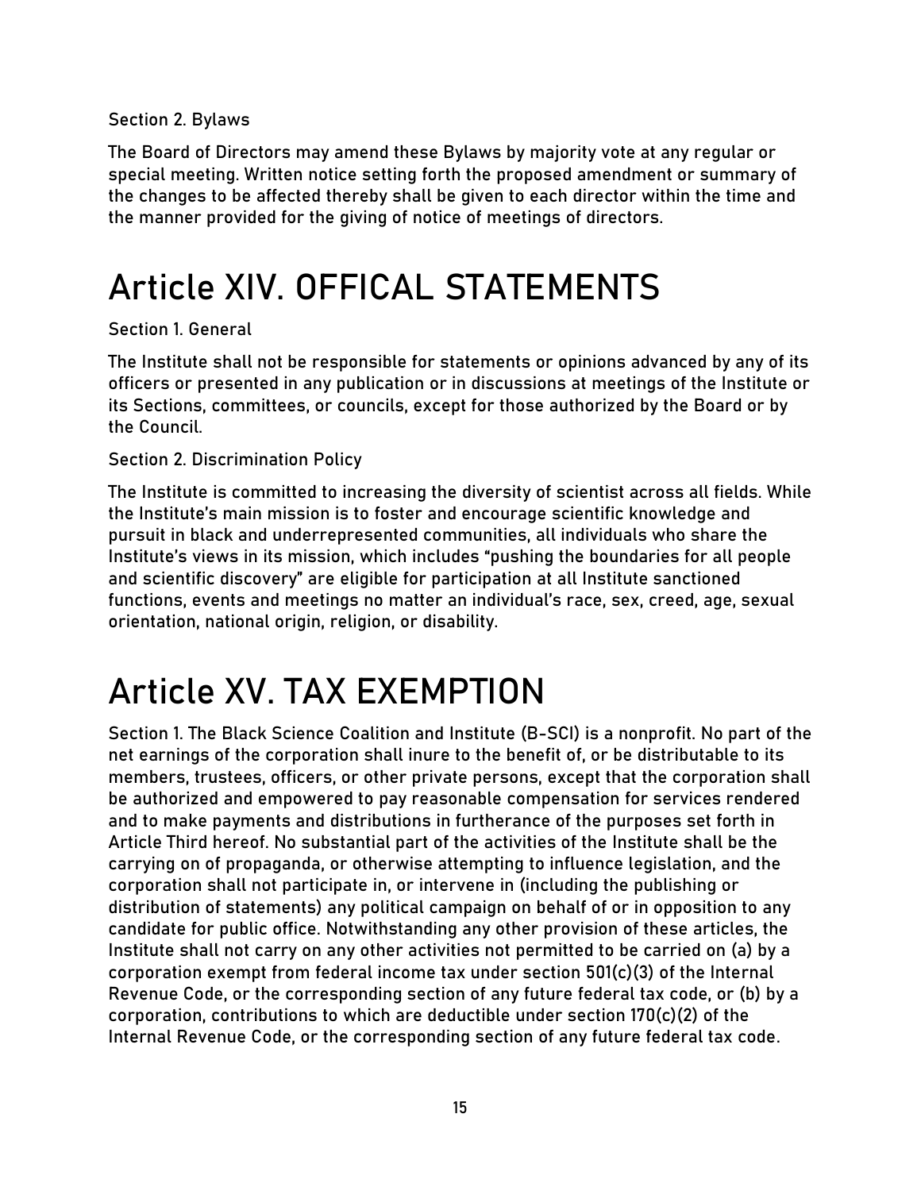Section 2. Bylaws

The Board of Directors may amend these Bylaws by majority vote at any regular or special meeting. Written notice setting forth the proposed amendment or summary of the changes to be affected thereby shall be given to each director within the time and the manner provided for the giving of notice of meetings of directors.

# Article XIV. OFFICAL STATEMENTS

Section 1. General

The Institute shall not be responsible for statements or opinions advanced by any of its officers or presented in any publication or in discussions at meetings of the Institute or its Sections, committees, or councils, except for those authorized by the Board or by the Council.

Section 2. Discrimination Policy

The Institute is committed to increasing the diversity of scientist across all fields. While the Institute's main mission is to foster and encourage scientific knowledge and pursuit in black and underrepresented communities, all individuals who share the Institute's views in its mission, which includes "pushing the boundaries for all people and scientific discovery" are eligible for participation at all Institute sanctioned functions, events and meetings no matter an individual's race, sex, creed, age, sexual orientation, national origin, religion, or disability.

# Article XV. TAX EXEMPTION

Section 1. The Black Science Coalition and Institute (B-SCI) is a nonprofit. No part of the net earnings of the corporation shall inure to the benefit of, or be distributable to its members, trustees, officers, or other private persons, except that the corporation shall be authorized and empowered to pay reasonable compensation for services rendered and to make payments and distributions in furtherance of the purposes set forth in Article Third hereof. No substantial part of the activities of the Institute shall be the carrying on of propaganda, or otherwise attempting to influence legislation, and the corporation shall not participate in, or intervene in (including the publishing or distribution of statements) any political campaign on behalf of or in opposition to any candidate for public office. Notwithstanding any other provision of these articles, the Institute shall not carry on any other activities not permitted to be carried on (a) by a corporation exempt from federal income tax under section 501(c)(3) of the Internal Revenue Code, or the corresponding section of any future federal tax code, or (b) by a corporation, contributions to which are deductible under section 170(c)(2) of the Internal Revenue Code, or the corresponding section of any future federal tax code.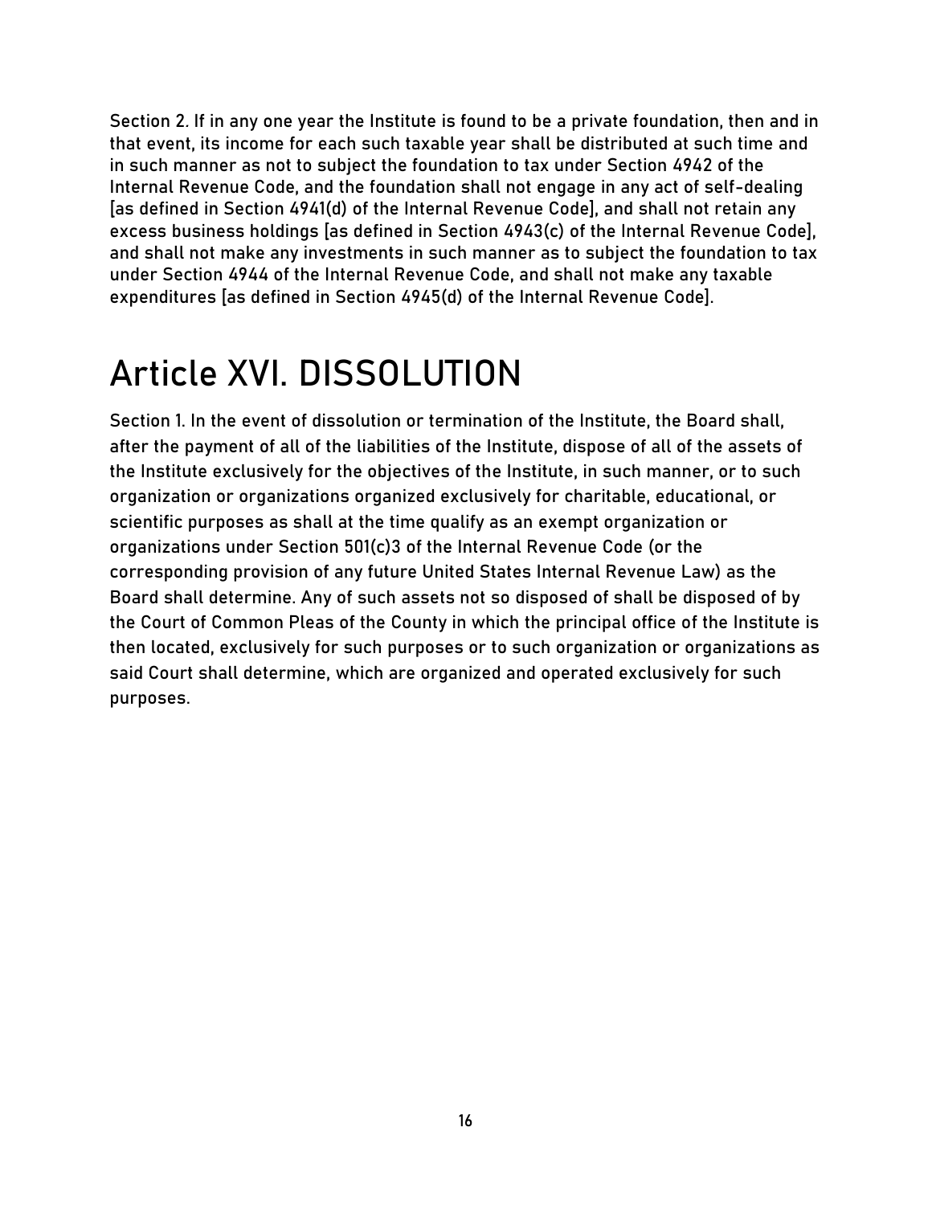Section 2. If in any one year the Institute is found to be a private foundation, then and in that event, its income for each such taxable year shall be distributed at such time and in such manner as not to subject the foundation to tax under Section 4942 of the Internal Revenue Code, and the foundation shall not engage in any act of self-dealing [as defined in Section 4941(d) of the Internal Revenue Code], and shall not retain any excess business holdings [as defined in Section 4943(c) of the Internal Revenue Code], and shall not make any investments in such manner as to subject the foundation to tax under Section 4944 of the Internal Revenue Code, and shall not make any taxable expenditures [as defined in Section 4945(d) of the Internal Revenue Code].

# Article XVI. DISSOLUTION

Section 1. In the event of dissolution or termination of the Institute, the Board shall, after the payment of all of the liabilities of the Institute, dispose of all of the assets of the Institute exclusively for the objectives of the Institute, in such manner, or to such organization or organizations organized exclusively for charitable, educational, or scientific purposes as shall at the time qualify as an exempt organization or organizations under Section 501(c)3 of the Internal Revenue Code (or the corresponding provision of any future United States Internal Revenue Law) as the Board shall determine. Any of such assets not so disposed of shall be disposed of by the Court of Common Pleas of the County in which the principal office of the Institute is then located, exclusively for such purposes or to such organization or organizations as said Court shall determine, which are organized and operated exclusively for such purposes.